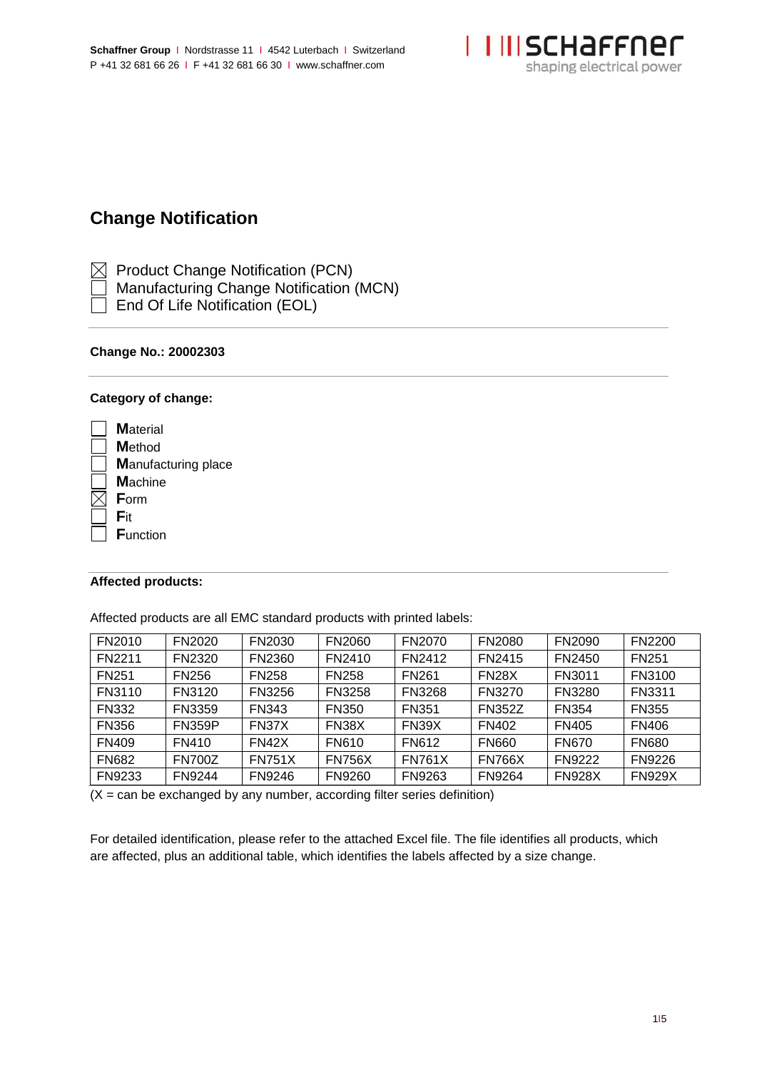**Schaffner Group** I Nordstrasse 11 I 4542 Luterbach I Switzerland
P +41 32 681 66 26 I F +41 32 681 66 30 I www.schaffner.com

# Change Notification

- [x] Product Change Notification (PCN)
- [ ] Manufacturing Change Notification (MCN)
- [ ] End Of Life Notification (EOL)

**Change No.: 20002303**

**Category of change:**

- [ ] **M**aterial
- [ ] **M**ethod
- [ ] **M**anufacturing place
- [ ] **M**achine
- [x] **F**orm
- [ ] **F**it
- [ ] **F**unction

**Affected products:**

Affected products are all EMC standard products with printed labels:

| | | | | | | | |
|---|---|---|---|---|---|---|---|
| FN2010 | FN2020 | FN2030 | FN2060 | FN2070 | FN2080 | FN2090 | FN2200 |
| FN2211 | FN2320 | FN2360 | FN2410 | FN2412 | FN2415 | FN2450 | FN251 |
| FN251 | FN256 | FN258 | FN258 | FN261 | FN28X | FN3011 | FN3100 |
| FN3110 | FN3120 | FN3256 | FN3258 | FN3268 | FN3270 | FN3280 | FN3311 |
| FN332 | FN3359 | FN343 | FN350 | FN351 | FN352Z | FN354 | FN355 |
| FN356 | FN359P | FN37X | FN38X | FN39X | FN402 | FN405 | FN406 |
| FN409 | FN410 | FN42X | FN610 | FN612 | FN660 | FN670 | FN680 |
| FN682 | FN700Z | FN751X | FN756X | FN761X | FN766X | FN9222 | FN9226 |
| FN9233 | FN9244 | FN9246 | FN9260 | FN9263 | FN9264 | FN928X | FN929X |

(X = can be exchanged by any number, according filter series definition)

For detailed identification, please refer to the attached Excel file. The file identifies all products, which are affected, plus an additional table, which identifies the labels affected by a size change.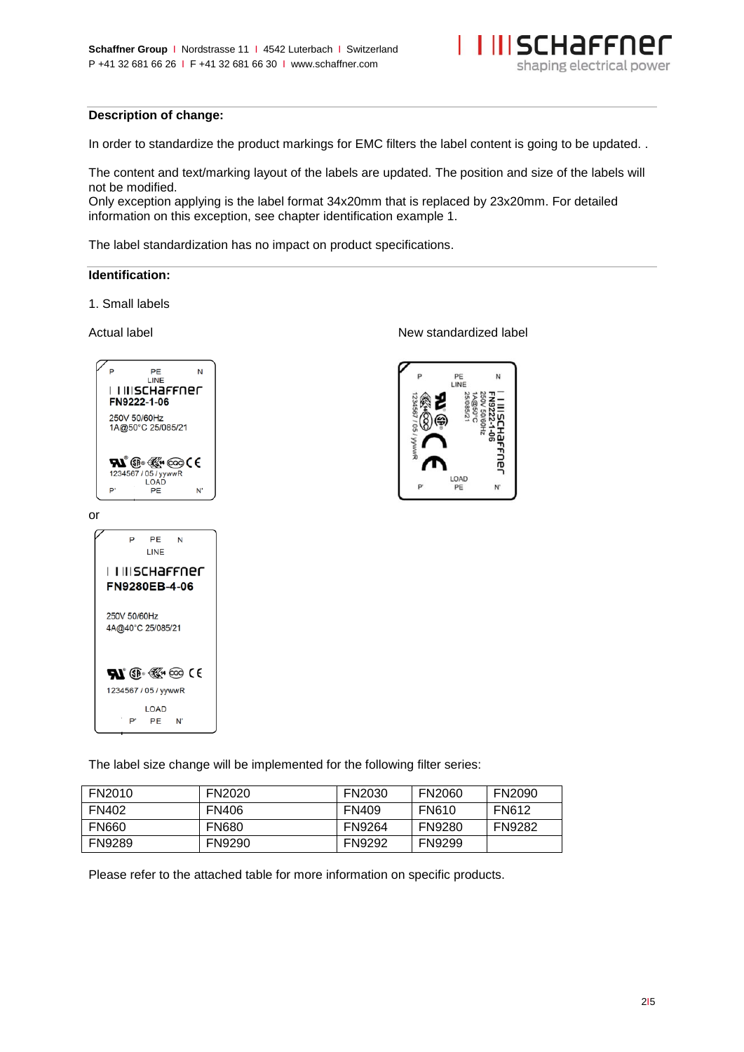**Description of change:**

In order to standardize the product markings for EMC filters the label content is going to be updated. .

The content and text/marking layout of the labels are updated. The position and size of the labels will not be modified.
Only exception applying is the label format 34x20mm that is replaced by 23x20mm. For detailed information on this exception, see chapter identification example 1.

The label standardization has no impact on product specifications.

**Identification:**

1. Small labels

Actual label

P PE N
LINE
FN9222-1-06
250V 50/60Hz
1A@50°C 25/085/21
1234567 / 05 / yywwR
LOAD
P' PE N'

or

P PE N
LINE
FN9280EB-4-06
250V 50/60Hz
4A@40°C 25/085/21
1234567 / 05 / yywwR
LOAD
P' PE N'

New standardized label

P PE N
LINE
FN9222-1-06
250V 50/60Hz
1A@50°C
25/085/21
1234567 / 05 / yywwR
LOAD
P' PE N'

The label size change will be implemented for the following filter series:

| FN2010 | FN2020 | FN2030 | FN2060 | FN2090 |
|---|---|---|---|---|
| FN402 | FN406 | FN409 | FN610 | FN612 |
| FN660 | FN680 | FN9264 | FN9280 | FN9282 |
| FN9289 | FN9290 | FN9292 | FN9299 | |

Please refer to the attached table for more information on specific products.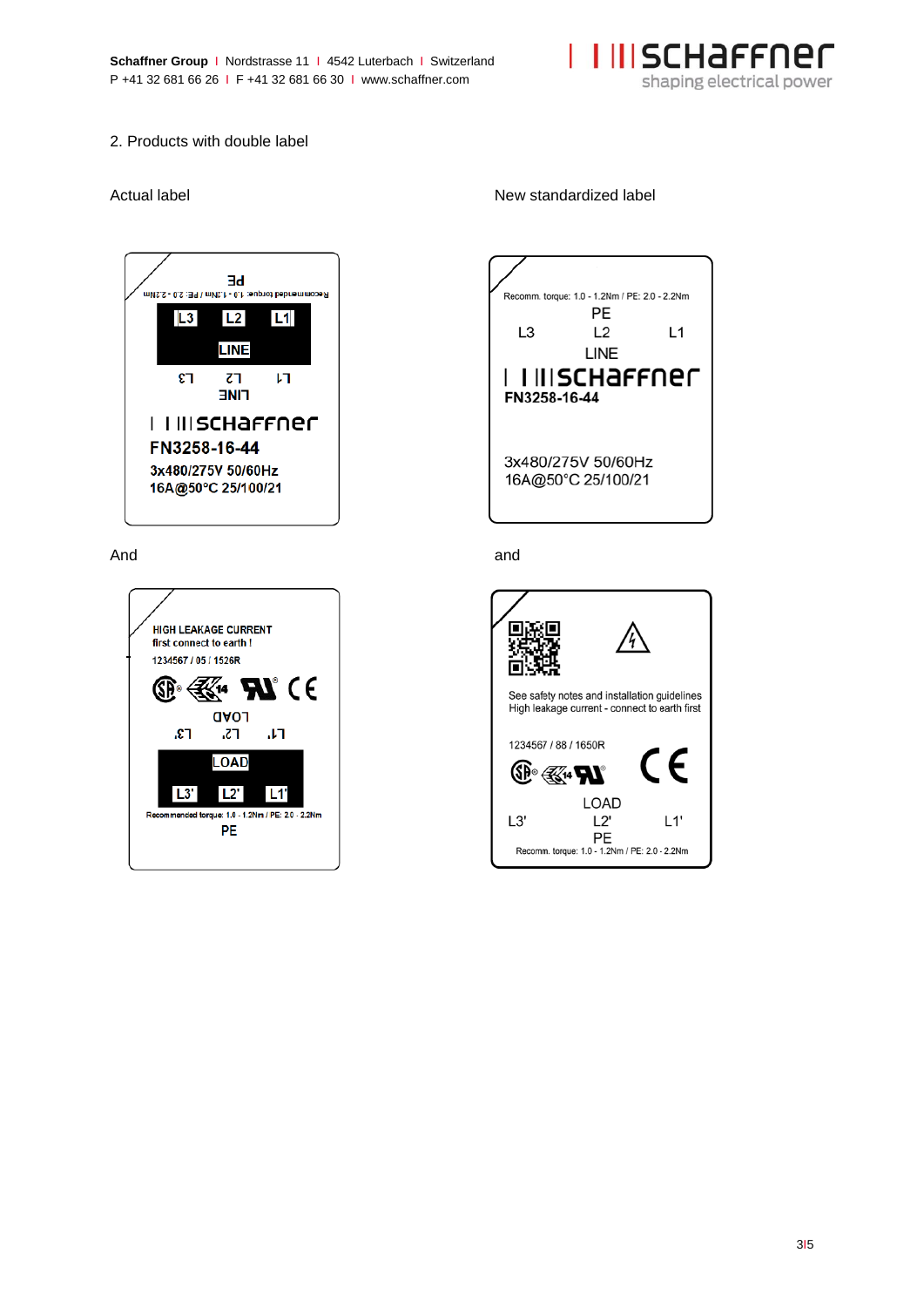2. Products with double label

Actual label

New standardized label

PE

Recommended torque: 1.0 - 1.2Nm / PE: 2.0 - 2.2Nm

L3 L2 L1

LINE

L3 L2 L1

LINE

schaffner

FN3258-16-44

3x480/275V 50/60Hz

16A@50°C 25/100/21

Recomm. torque: 1.0 - 1.2Nm / PE: 2.0 - 2.2Nm

PE

L3 L2 L1

LINE

schaffner

FN3258-16-44

3x480/275V 50/60Hz

16A@50°C 25/100/21

And

and

HIGH LEAKAGE CURRENT

first connect to earth !

1234567 / 05 / 1526R

LOAD

L3' L2' L1'

LOAD

L3' L2' L1'

Recommended torque: 1.0 - 1.2Nm / PE: 2.0 - 2.2Nm

PE

See safety notes and installation guidelines

High leakage current - connect to earth first

1234567 / 88 / 1650R

LOAD

L3' L2' L1'

PE

Recomm. torque: 1.0 - 1.2Nm / PE: 2.0 - 2.2Nm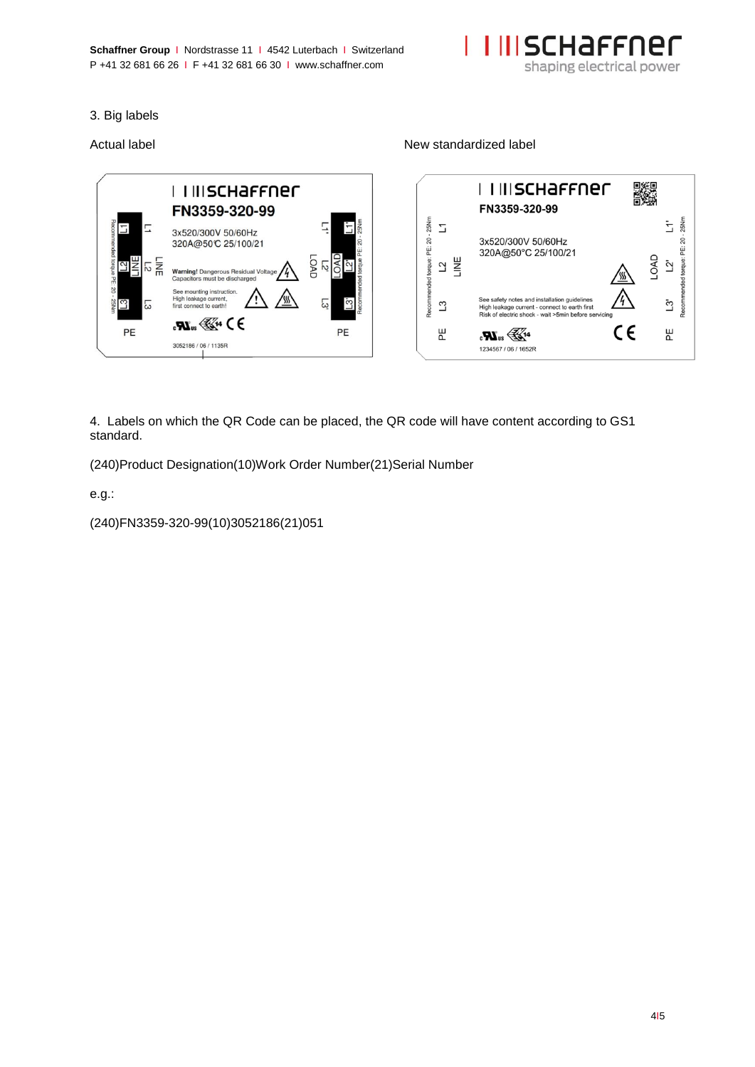3. Big labels

Actual label

New standardized label

4. Labels on which the QR Code can be placed, the QR code will have content according to GS1 standard.

(240)Product Designation(10)Work Order Number(21)Serial Number

e.g.:

(240)FN3359-320-99(10)3052186(21)051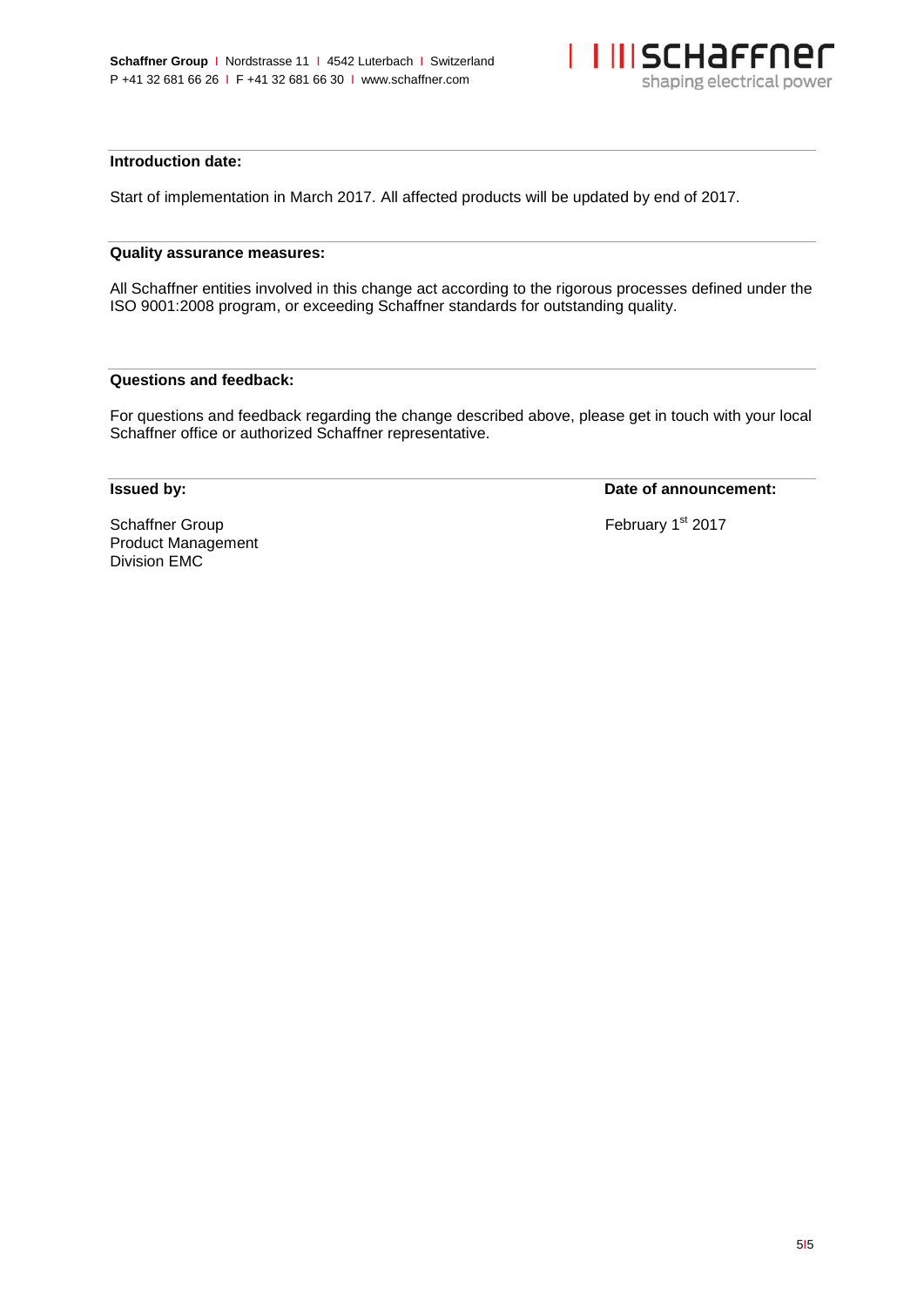**Introduction date:**

Start of implementation in March 2017. All affected products will be updated by end of 2017.

**Quality assurance measures:**

All Schaffner entities involved in this change act according to the rigorous processes defined under the ISO 9001:2008 program, or exceeding Schaffner standards for outstanding quality.

**Questions and feedback:**

For questions and feedback regarding the change described above, please get in touch with your local Schaffner office or authorized Schaffner representative.

**Issued by:**

Schaffner Group
Product Management
Division EMC

**Date of announcement:**

February 1st 2017